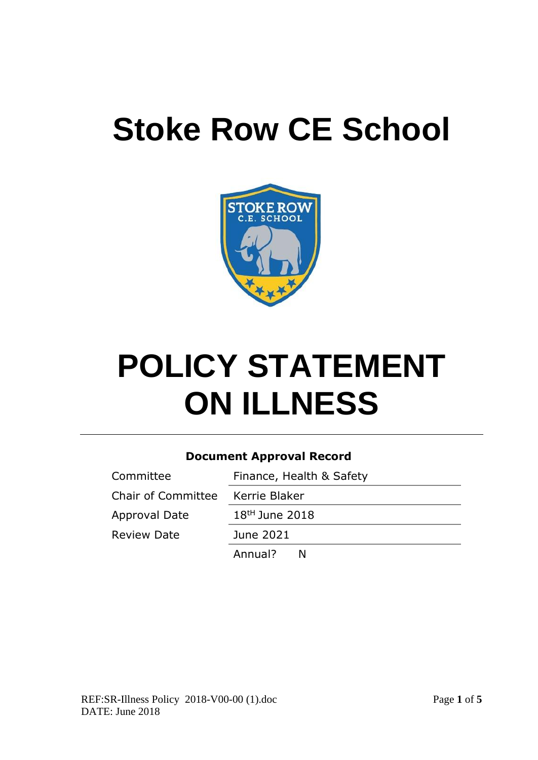# Stoke Row CE School

# POLICY STATEMENT ON ILLNESS

**Document Approval Record**

| | |
|---|---|
| Committee | Finance, Health & Safety |
| Chair of Committee | Kerrie Blaker |
| Approval Date | 18tH June 2018 |
| Review Date | June 2021 |
| | Annual? N |

REF:SR-Illness Policy 2018-V00-00 (1).doc
DATE: June 2018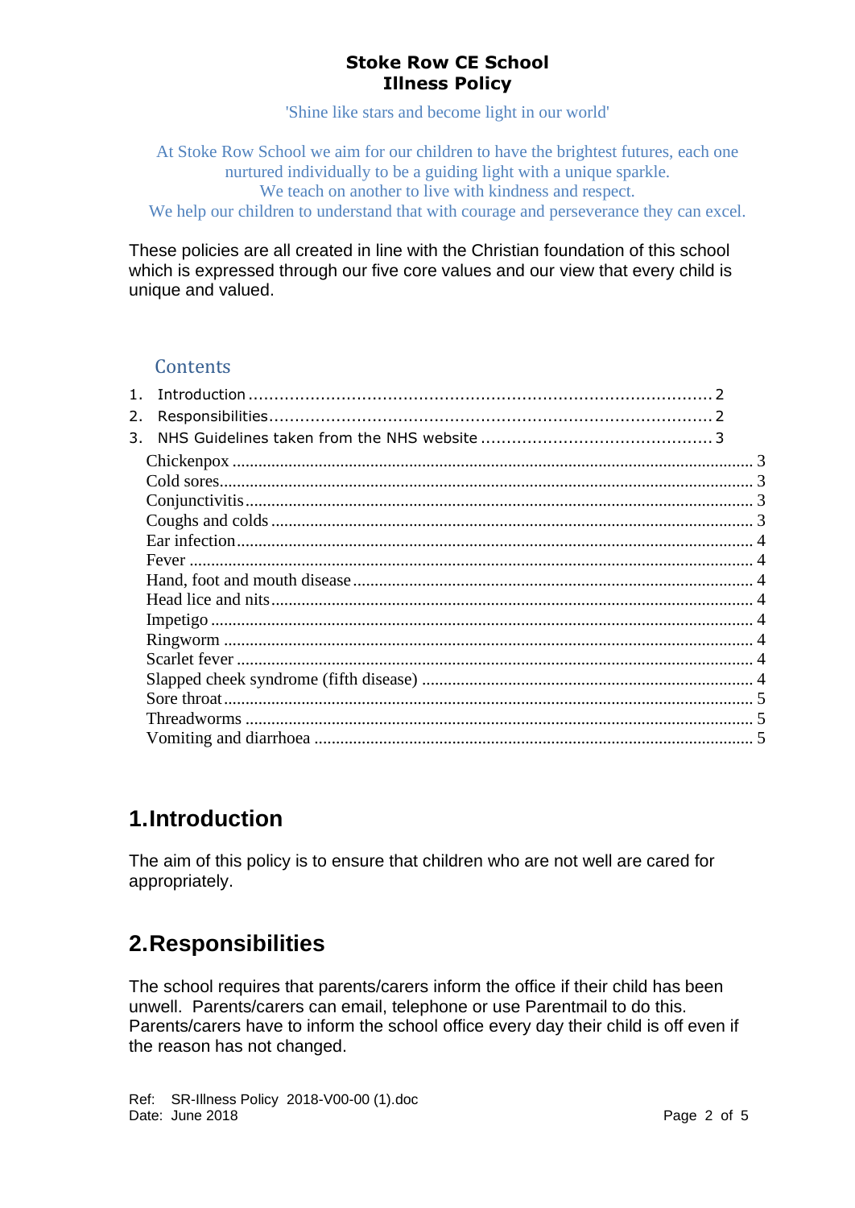**Stoke Row CE School**
**Illness Policy**

'Shine like stars and become light in our world'

At Stoke Row School we aim for our children to have the brightest futures, each one nurtured individually to be a guiding light with a unique sparkle.
We teach on another to live with kindness and respect.
We help our children to understand that with courage and perseverance they can excel.

These policies are all created in line with the Christian foundation of this school which is expressed through our five core values and our view that every child is unique and valued.

## Contents

1. Introduction ........................................................................ 2
2. Responsibilities.................................................................... 2
3. NHS Guidelines taken from the NHS website ..................................... 3

   - Chickenpox ........................................................................ 3
   - Cold sores........................................................................... 3
   - Conjunctivitis....................................................................... 3
   - Coughs and colds ................................................................. 3
   - Ear infection........................................................................ 4
   - Fever .................................................................................. 4
   - Hand, foot and mouth disease ................................................. 4
   - Head lice and nits.................................................................. 4
   - Impetigo ............................................................................. 4
   - Ringworm ........................................................................... 4
   - Scarlet fever ........................................................................ 4
   - Slapped cheek syndrome (fifth disease) ..................................... 4
   - Sore throat........................................................................... 5
   - Threadworms ....................................................................... 5
   - Vomiting and diarrhoea ......................................................... 5

# 1.Introduction

The aim of this policy is to ensure that children who are not well are cared for appropriately.

# 2.Responsibilities

The school requires that parents/carers inform the office if their child has been unwell. Parents/carers can email, telephone or use Parentmail to do this. Parents/carers have to inform the school office every day their child is off even if the reason has not changed.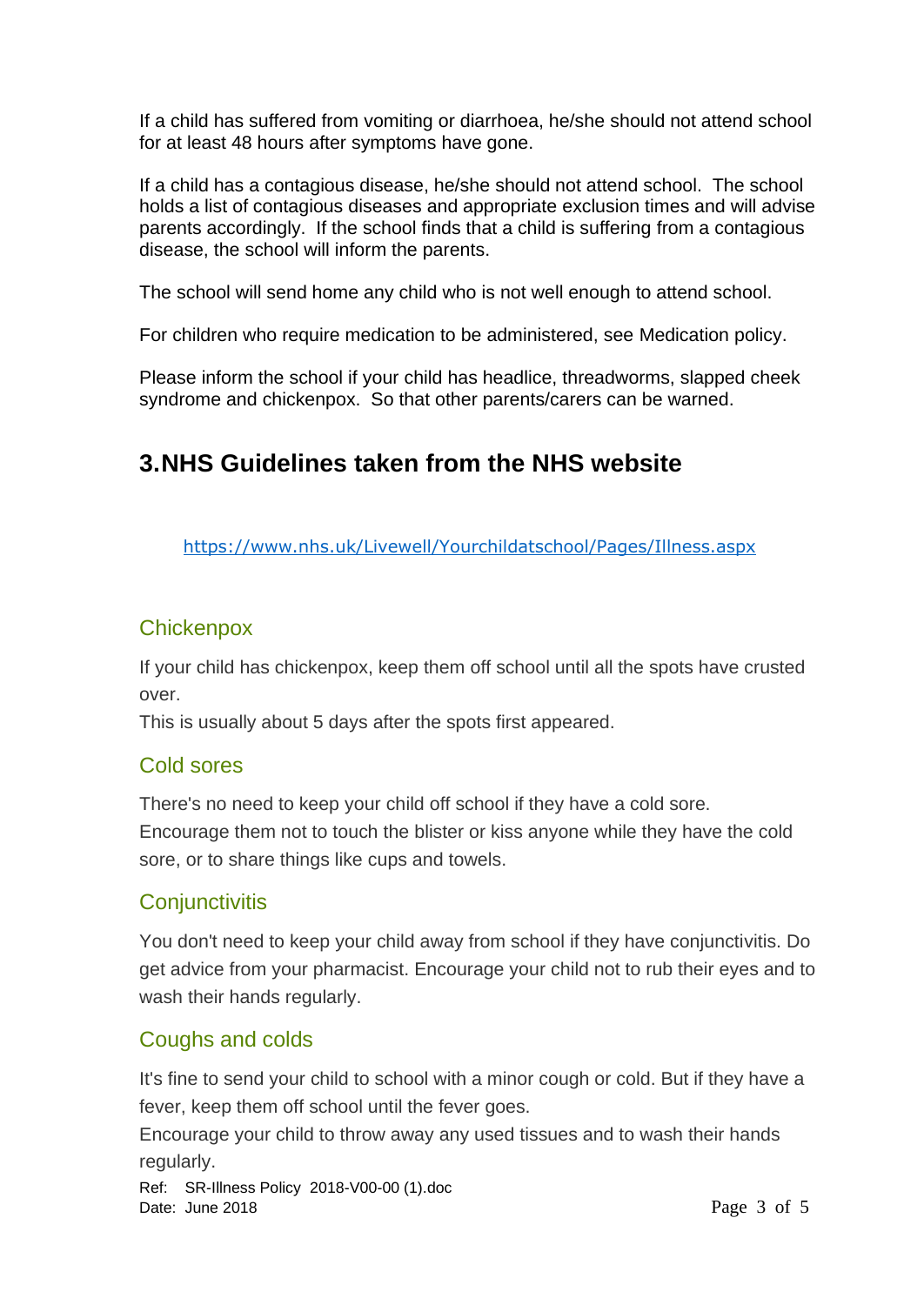If a child has suffered from vomiting or diarrhoea, he/she should not attend school for at least 48 hours after symptoms have gone.

If a child has a contagious disease, he/she should not attend school. The school holds a list of contagious diseases and appropriate exclusion times and will advise parents accordingly. If the school finds that a child is suffering from a contagious disease, the school will inform the parents.

The school will send home any child who is not well enough to attend school.

For children who require medication to be administered, see Medication policy.

Please inform the school if your child has headlice, threadworms, slapped cheek syndrome and chickenpox. So that other parents/carers can be warned.

## 3.NHS Guidelines taken from the NHS website

https://www.nhs.uk/Livewell/Yourchildatschool/Pages/Illness.aspx

### Chickenpox

If your child has chickenpox, keep them off school until all the spots have crusted over.
This is usually about 5 days after the spots first appeared.

### Cold sores

There's no need to keep your child off school if they have a cold sore.
Encourage them not to touch the blister or kiss anyone while they have the cold sore, or to share things like cups and towels.

### Conjunctivitis

You don't need to keep your child away from school if they have conjunctivitis. Do get advice from your pharmacist. Encourage your child not to rub their eyes and to wash their hands regularly.

### Coughs and colds

It's fine to send your child to school with a minor cough or cold. But if they have a fever, keep them off school until the fever goes.
Encourage your child to throw away any used tissues and to wash their hands regularly.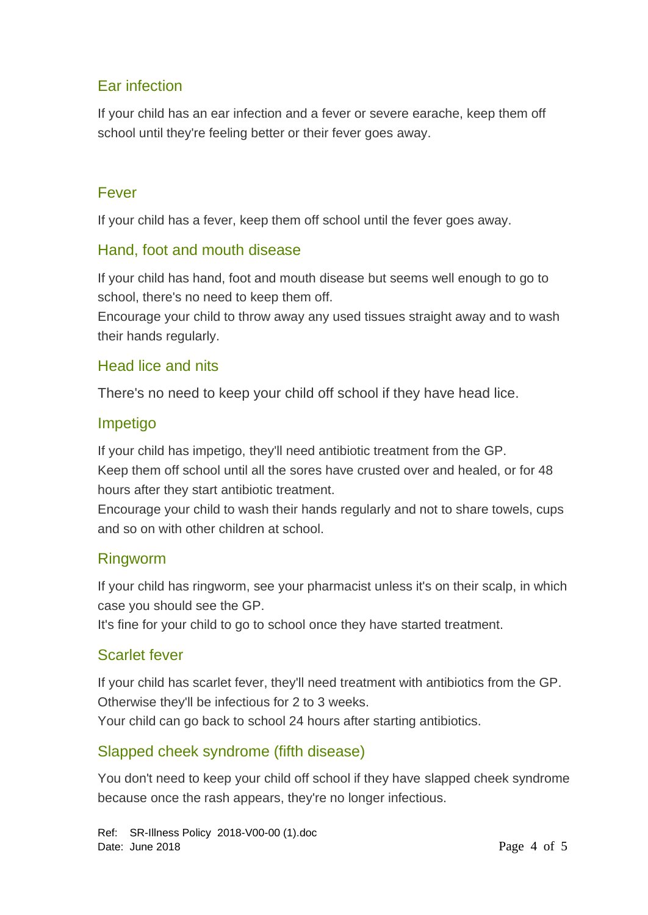## Ear infection

If your child has an ear infection and a fever or severe earache, keep them off school until they're feeling better or their fever goes away.

## Fever

If your child has a fever, keep them off school until the fever goes away.

## Hand, foot and mouth disease

If your child has hand, foot and mouth disease but seems well enough to go to school, there's no need to keep them off.
Encourage your child to throw away any used tissues straight away and to wash their hands regularly.

## Head lice and nits

There's no need to keep your child off school if they have head lice.

## Impetigo

If your child has impetigo, they'll need antibiotic treatment from the GP.
Keep them off school until all the sores have crusted over and healed, or for 48 hours after they start antibiotic treatment.
Encourage your child to wash their hands regularly and not to share towels, cups and so on with other children at school.

## Ringworm

If your child has ringworm, see your pharmacist unless it's on their scalp, in which case you should see the GP.
It's fine for your child to go to school once they have started treatment.

## Scarlet fever

If your child has scarlet fever, they'll need treatment with antibiotics from the GP. Otherwise they'll be infectious for 2 to 3 weeks.
Your child can go back to school 24 hours after starting antibiotics.

## Slapped cheek syndrome (fifth disease)

You don't need to keep your child off school if they have slapped cheek syndrome because once the rash appears, they're no longer infectious.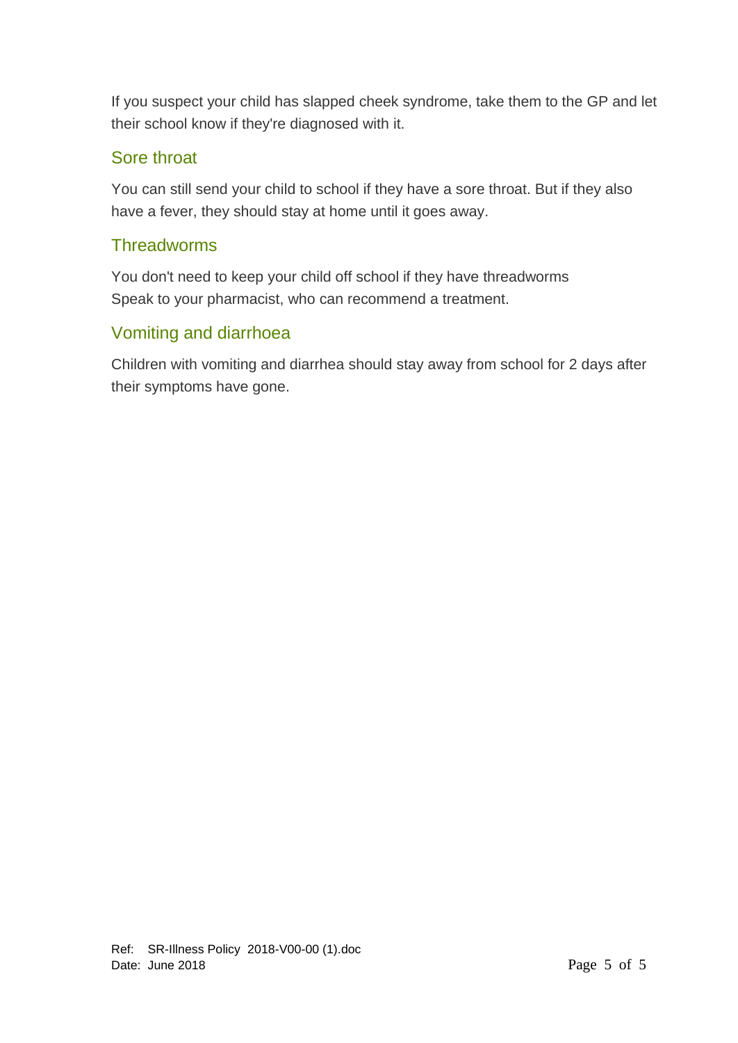If you suspect your child has slapped cheek syndrome, take them to the GP and let their school know if they're diagnosed with it.

## Sore throat

You can still send your child to school if they have a sore throat. But if they also have a fever, they should stay at home until it goes away.

## Threadworms

You don't need to keep your child off school if they have threadworms
Speak to your pharmacist, who can recommend a treatment.

## Vomiting and diarrhoea

Children with vomiting and diarrhea should stay away from school for 2 days after their symptoms have gone.